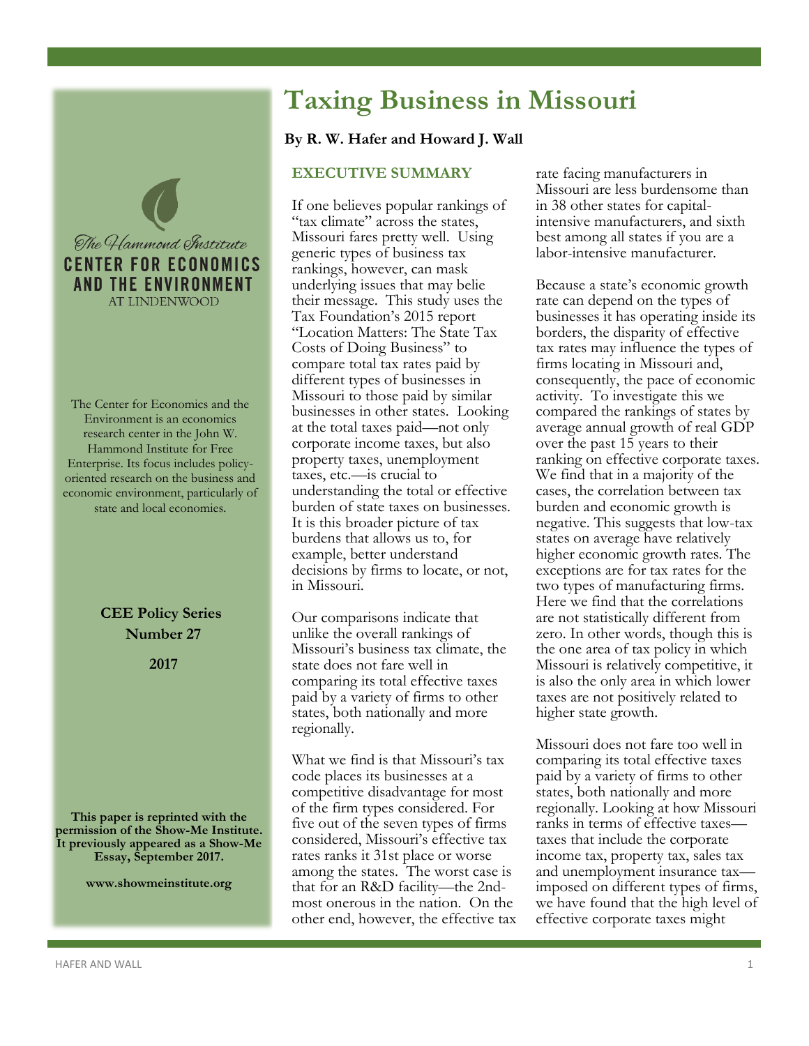# Taxing Business in Missouri

**By R. W. Hafer and Howard J. Wall**

The Hammond Institute
**CENTER FOR ECONOMICS AND THE ENVIRONMENT** AT LINDENWOOD

The Center for Economics and the Environment is an economics research center in the John W. Hammond Institute for Free Enterprise. Its focus includes policy-oriented research on the business and economic environment, particularly of state and local economies.

**CEE Policy Series Number 27**

**2017**

**This paper is reprinted with the permission of the Show-Me Institute. It previously appeared as a Show-Me Essay, September 2017.**

**www.showmeinstitute.org**

## EXECUTIVE SUMMARY

If one believes popular rankings of "tax climate" across the states, Missouri fares pretty well. Using generic types of business tax rankings, however, can mask underlying issues that may belie their message. This study uses the Tax Foundation's 2015 report "Location Matters: The State Tax Costs of Doing Business" to compare total tax rates paid by different types of businesses in Missouri to those paid by similar businesses in other states. Looking at the total taxes paid—not only corporate income taxes, but also property taxes, unemployment taxes, etc.—is crucial to understanding the total or effective burden of state taxes on businesses. It is this broader picture of tax burdens that allows us to, for example, better understand decisions by firms to locate, or not, in Missouri.

Our comparisons indicate that unlike the overall rankings of Missouri's business tax climate, the state does not fare well in comparing its total effective taxes paid by a variety of firms to other states, both nationally and more regionally.

What we find is that Missouri's tax code places its businesses at a competitive disadvantage for most of the firm types considered. For five out of the seven types of firms considered, Missouri's effective tax rates ranks it 31st place or worse among the states. The worst case is that for an R&D facility—the 2nd-most onerous in the nation. On the other end, however, the effective tax rate facing manufacturers in Missouri are less burdensome than in 38 other states for capital-intensive manufacturers, and sixth best among all states if you are a labor-intensive manufacturer.

Because a state's economic growth rate can depend on the types of businesses it has operating inside its borders, the disparity of effective tax rates may influence the types of firms locating in Missouri and, consequently, the pace of economic activity. To investigate this we compared the rankings of states by average annual growth of real GDP over the past 15 years to their ranking on effective corporate taxes. We find that in a majority of the cases, the correlation between tax burden and economic growth is negative. This suggests that low-tax states on average have relatively higher economic growth rates. The exceptions are for tax rates for the two types of manufacturing firms. Here we find that the correlations are not statistically different from zero. In other words, though this is the one area of tax policy in which Missouri is relatively competitive, it is also the only area in which lower taxes are not positively related to higher state growth.

Missouri does not fare too well in comparing its total effective taxes paid by a variety of firms to other states, both nationally and more regionally. Looking at how Missouri ranks in terms of effective taxes—taxes that include the corporate income tax, property tax, sales tax and unemployment insurance tax—imposed on different types of firms, we have found that the high level of effective corporate taxes might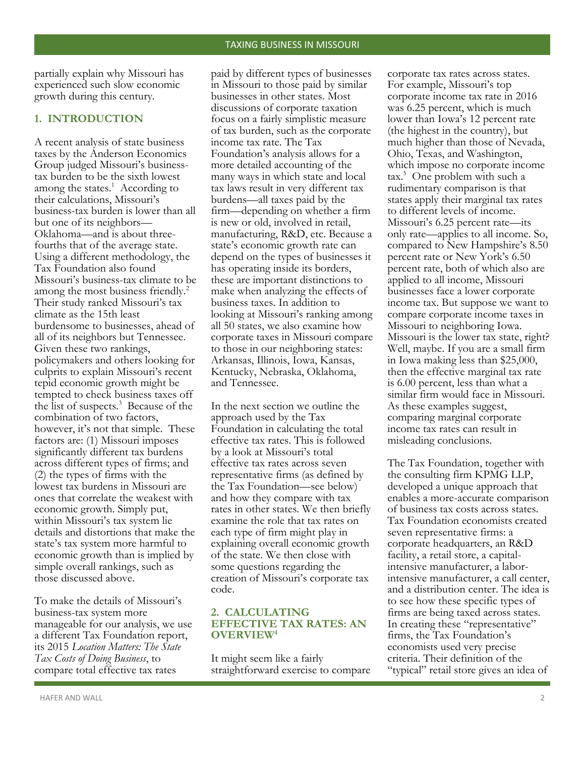partially explain why Missouri has experienced such slow economic growth during this century.

## 1. INTRODUCTION

A recent analysis of state business taxes by the Anderson Economics Group judged Missouri's business-tax burden to be the sixth lowest among the states.[1] According to their calculations, Missouri's business-tax burden is lower than all but one of its neighbors—Oklahoma—and is about three-fourths that of the average state. Using a different methodology, the Tax Foundation also found Missouri's business-tax climate to be among the most business friendly.[2] Their study ranked Missouri's tax climate as the 15th least burdensome to businesses, ahead of all of its neighbors but Tennessee. Given these two rankings, policymakers and others looking for culprits to explain Missouri's recent tepid economic growth might be tempted to check business taxes off the list of suspects.[3] Because of the combination of two factors, however, it's not that simple. These factors are: (1) Missouri imposes significantly different tax burdens across different types of firms; and (2) the types of firms with the lowest tax burdens in Missouri are ones that correlate the weakest with economic growth. Simply put, within Missouri's tax system lie details and distortions that make the state's tax system more harmful to economic growth than is implied by simple overall rankings, such as those discussed above.

To make the details of Missouri's business-tax system more manageable for our analysis, we use a different Tax Foundation report, its 2015 *Location Matters: The State Tax Costs of Doing Business*, to compare total effective tax rates paid by different types of businesses in Missouri to those paid by similar businesses in other states. Most discussions of corporate taxation focus on a fairly simplistic measure of tax burden, such as the corporate income tax rate. The Tax Foundation's analysis allows for a more detailed accounting of the many ways in which state and local tax laws result in very different tax burdens—all taxes paid by the firm—depending on whether a firm is new or old, involved in retail, manufacturing, R&D, etc. Because a state's economic growth rate can depend on the types of businesses it has operating inside its borders, these are important distinctions to make when analyzing the effects of business taxes. In addition to looking at Missouri's ranking among all 50 states, we also examine how corporate taxes in Missouri compare to those in our neighboring states: Arkansas, Illinois, Iowa, Kansas, Kentucky, Nebraska, Oklahoma, and Tennessee.

In the next section we outline the approach used by the Tax Foundation in calculating the total effective tax rates. This is followed by a look at Missouri's total effective tax rates across seven representative firms (as defined by the Tax Foundation—see below) and how they compare with tax rates in other states. We then briefly examine the role that tax rates on each type of firm might play in explaining overall economic growth of the state. We then close with some questions regarding the creation of Missouri's corporate tax code.

## 2. CALCULATING EFFECTIVE TAX RATES: AN OVERVIEW[4]

It might seem like a fairly straightforward exercise to compare corporate tax rates across states. For example, Missouri's top corporate income tax rate in 2016 was 6.25 percent, which is much lower than Iowa's 12 percent rate (the highest in the country), but much higher than those of Nevada, Ohio, Texas, and Washington, which impose no corporate income tax.[5] One problem with such a rudimentary comparison is that states apply their marginal tax rates to different levels of income. Missouri's 6.25 percent rate—its only rate—applies to all income. So, compared to New Hampshire's 8.50 percent rate or New York's 6.50 percent rate, both of which also are applied to all income, Missouri businesses face a lower corporate income tax. But suppose we want to compare corporate income taxes in Missouri to neighboring Iowa. Missouri is the lower tax state, right? Well, maybe. If you are a small firm in Iowa making less than $25,000, then the effective marginal tax rate is 6.00 percent, less than what a similar firm would face in Missouri. As these examples suggest, comparing marginal corporate income tax rates can result in misleading conclusions.

The Tax Foundation, together with the consulting firm KPMG LLP, developed a unique approach that enables a more-accurate comparison of business tax costs across states. Tax Foundation economists created seven representative firms: a corporate headquarters, an R&D facility, a retail store, a capital-intensive manufacturer, a labor-intensive manufacturer, a call center, and a distribution center. The idea is to see how these specific types of firms are being taxed across states. In creating these "representative" firms, the Tax Foundation's economists used very precise criteria. Their definition of the "typical" retail store gives an idea of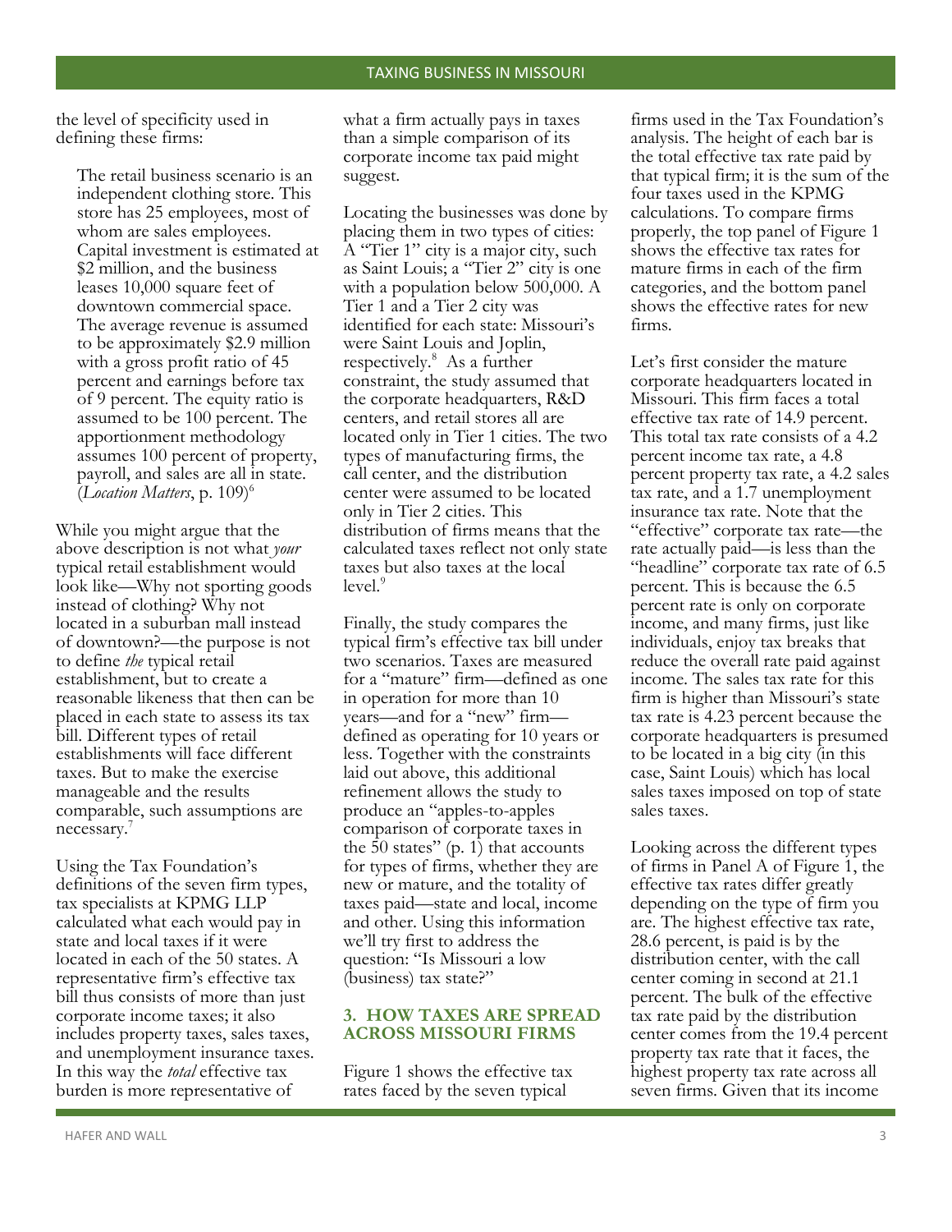the level of specificity used in defining these firms:

> The retail business scenario is an independent clothing store. This store has 25 employees, most of whom are sales employees. Capital investment is estimated at $2 million, and the business leases 10,000 square feet of downtown commercial space. The average revenue is assumed to be approximately $2.9 million with a gross profit ratio of 45 percent and earnings before tax of 9 percent. The equity ratio is assumed to be 100 percent. The apportionment methodology assumes 100 percent of property, payroll, and sales are all in state. (*Location Matters*, p. 109)[6]

While you might argue that the above description is not what *your* typical retail establishment would look like—Why not sporting goods instead of clothing? Why not located in a suburban mall instead of downtown?—the purpose is not to define *the* typical retail establishment, but to create a reasonable likeness that then can be placed in each state to assess its tax bill. Different types of retail establishments will face different taxes. But to make the exercise manageable and the results comparable, such assumptions are necessary.[7]

Using the Tax Foundation's definitions of the seven firm types, tax specialists at KPMG LLP calculated what each would pay in state and local taxes if it were located in each of the 50 states. A representative firm's effective tax bill thus consists of more than just corporate income taxes; it also includes property taxes, sales taxes, and unemployment insurance taxes. In this way the *total* effective tax burden is more representative of what a firm actually pays in taxes than a simple comparison of its corporate income tax paid might suggest.

Locating the businesses was done by placing them in two types of cities: A "Tier 1" city is a major city, such as Saint Louis; a "Tier 2" city is one with a population below 500,000. A Tier 1 and a Tier 2 city was identified for each state: Missouri's were Saint Louis and Joplin, respectively.[8] As a further constraint, the study assumed that the corporate headquarters, R&D centers, and retail stores all are located only in Tier 1 cities. The two types of manufacturing firms, the call center, and the distribution center were assumed to be located only in Tier 2 cities. This distribution of firms means that the calculated taxes reflect not only state taxes but also taxes at the local level.[9]

Finally, the study compares the typical firm's effective tax bill under two scenarios. Taxes are measured for a "mature" firm—defined as one in operation for more than 10 years—and for a "new" firm—defined as operating for 10 years or less. Together with the constraints laid out above, this additional refinement allows the study to produce an "apples-to-apples comparison of corporate taxes in the 50 states" (p. 1) that accounts for types of firms, whether they are new or mature, and the totality of taxes paid—state and local, income and other. Using this information we'll try first to address the question: "Is Missouri a low (business) tax state?"

## 3. HOW TAXES ARE SPREAD ACROSS MISSOURI FIRMS

Figure 1 shows the effective tax rates faced by the seven typical firms used in the Tax Foundation's analysis. The height of each bar is the total effective tax rate paid by that typical firm; it is the sum of the four taxes used in the KPMG calculations. To compare firms properly, the top panel of Figure 1 shows the effective tax rates for mature firms in each of the firm categories, and the bottom panel shows the effective rates for new firms.

Let's first consider the mature corporate headquarters located in Missouri. This firm faces a total effective tax rate of 14.9 percent. This total tax rate consists of a 4.2 percent income tax rate, a 4.8 percent property tax rate, a 4.2 sales tax rate, and a 1.7 unemployment insurance tax rate. Note that the "effective" corporate tax rate—the rate actually paid—is less than the "headline" corporate tax rate of 6.5 percent. This is because the 6.5 percent rate is only on corporate income, and many firms, just like individuals, enjoy tax breaks that reduce the overall rate paid against income. The sales tax rate for this firm is higher than Missouri's state tax rate is 4.23 percent because the corporate headquarters is presumed to be located in a big city (in this case, Saint Louis) which has local sales taxes imposed on top of state sales taxes.

Looking across the different types of firms in Panel A of Figure 1, the effective tax rates differ greatly depending on the type of firm you are. The highest effective tax rate, 28.6 percent, is paid is by the distribution center, with the call center coming in second at 21.1 percent. The bulk of the effective tax rate paid by the distribution center comes from the 19.4 percent property tax rate that it faces, the highest property tax rate across all seven firms. Given that its income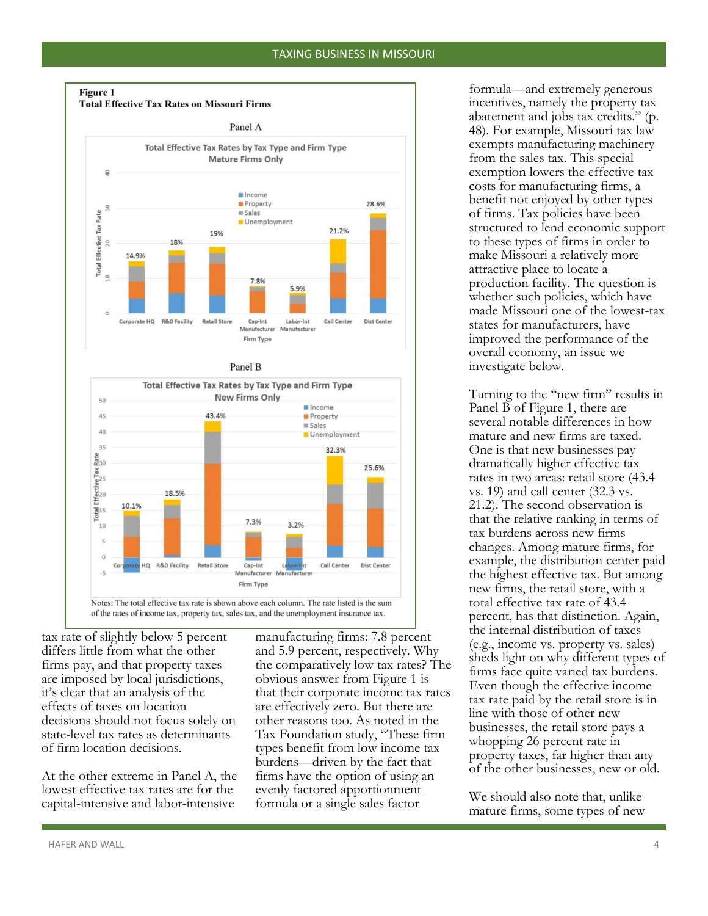**Figure 1**
**Total Effective Tax Rates on Missouri Firms**

Panel A

Total Effective Tax Rates by Tax Type and Firm Type
Mature Firms Only

| Firm Type | Total Effective Tax Rate |
|---|---|
| Corporate HQ | 14.9% |
| R&D Facility | 18% |
| Retail Store | 19% |
| Cap-Int Manufacturer | 7.8% |
| Labor-Int Manufacturer | 5.9% |
| Call Center | 21.2% |
| Dist Center | 28.6% |

Panel B

Total Effective Tax Rates by Tax Type and Firm Type
New Firms Only

| Firm Type | Total Effective Tax Rate |
|---|---|
| Corporate HQ | 10.1% |
| R&D Facility | 18.5% |
| Retail Store | 43.4% |
| Cap-Int Manufacturer | 7.3% |
| Labor-Int Manufacturer | 3.2% |
| Call Center | 32.3% |
| Dist Center | 25.6% |

Notes: The total effective tax rate is shown above each column. The rate listed is the sum of the rates of income tax, property tax, sales tax, and the unemployment insurance tax.

tax rate of slightly below 5 percent differs little from what the other firms pay, and that property taxes are imposed by local jurisdictions, it's clear that an analysis of the effects of taxes on location decisions should not focus solely on state-level tax rates as determinants of firm location decisions.

At the other extreme in Panel A, the lowest effective tax rates are for the capital-intensive and labor-intensive manufacturing firms: 7.8 percent and 5.9 percent, respectively. Why the comparatively low tax rates? The obvious answer from Figure 1 is that their corporate income tax rates are effectively zero. But there are other reasons too. As noted in the Tax Foundation study, "These firm types benefit from low income tax burdens—driven by the fact that firms have the option of using an evenly factored apportionment formula or a single sales factor formula—and extremely generous incentives, namely the property tax abatement and jobs tax credits." (p. 48). For example, Missouri tax law exempts manufacturing machinery from the sales tax. This special exemption lowers the effective tax costs for manufacturing firms, a benefit not enjoyed by other types of firms. Tax policies have been structured to lend economic support to these types of firms in order to make Missouri a relatively more attractive place to locate a production facility. The question is whether such policies, which have made Missouri one of the lowest-tax states for manufacturers, have improved the performance of the overall economy, an issue we investigate below.

Turning to the "new firm" results in Panel B of Figure 1, there are several notable differences in how mature and new firms are taxed. One is that new businesses pay dramatically higher effective tax rates in two areas: retail store (43.4 vs. 19) and call center (32.3 vs. 21.2). The second observation is that the relative ranking in terms of tax burdens across new firms changes. Among mature firms, for example, the distribution center paid the highest effective tax. But among new firms, the retail store, with a total effective tax rate of 43.4 percent, has that distinction. Again, the internal distribution of taxes (e.g., income vs. property vs. sales) sheds light on why different types of firms face quite varied tax burdens. Even though the effective income tax rate paid by the retail store is in line with those of other new businesses, the retail store pays a whopping 26 percent rate in property taxes, far higher than any of the other businesses, new or old.

We should also note that, unlike mature firms, some types of new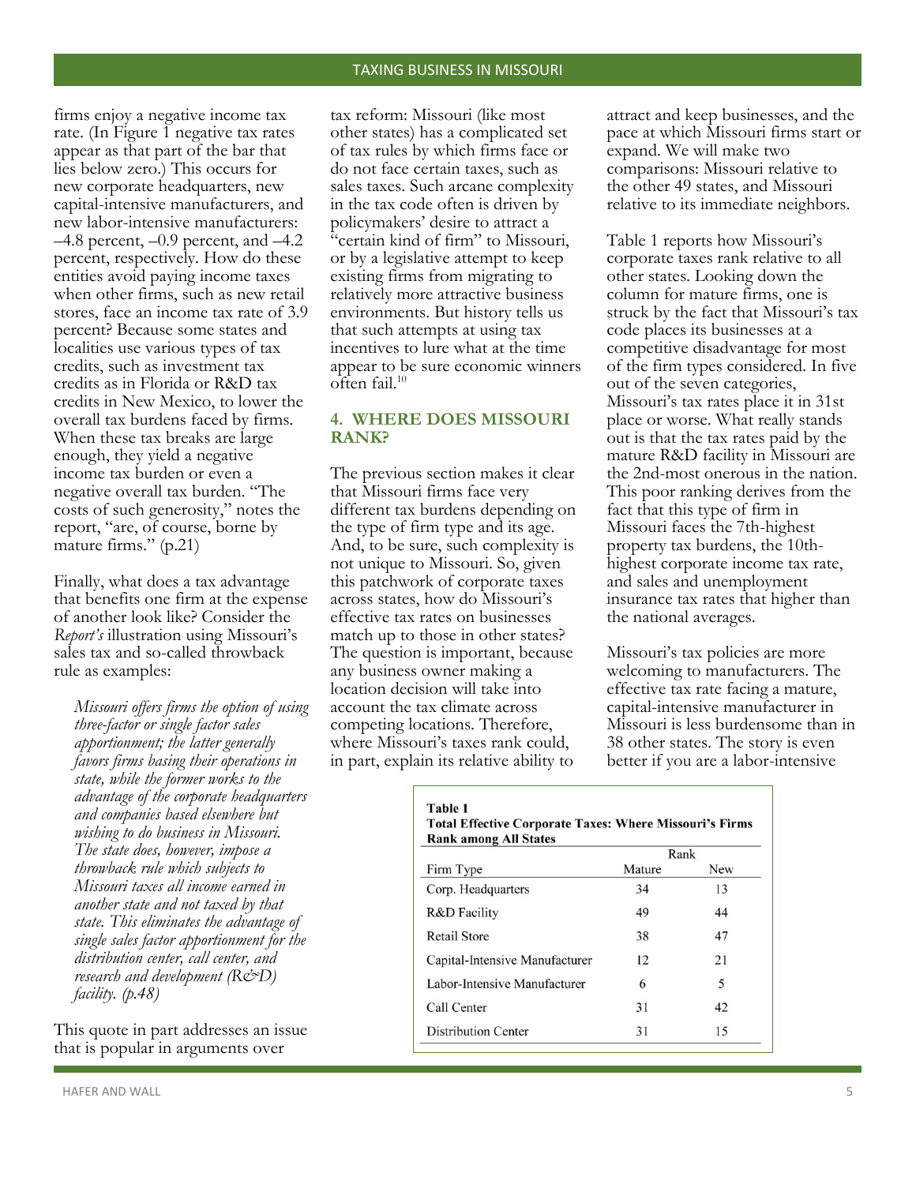firms enjoy a negative income tax rate. (In Figure 1 negative tax rates appear as that part of the bar that lies below zero.) This occurs for new corporate headquarters, new capital-intensive manufacturers, and new labor-intensive manufacturers: –4.8 percent, –0.9 percent, and –4.2 percent, respectively. How do these entities avoid paying income taxes when other firms, such as new retail stores, face an income tax rate of 3.9 percent? Because some states and localities use various types of tax credits, such as investment tax credits as in Florida or R&D tax credits in New Mexico, to lower the overall tax burdens faced by firms. When these tax breaks are large enough, they yield a negative income tax burden or even a negative overall tax burden. "The costs of such generosity," notes the report, "are, of course, borne by mature firms." (p.21)

Finally, what does a tax advantage that benefits one firm at the expense of another look like? Consider the *Report's* illustration using Missouri's sales tax and so-called throwback rule as examples:

> *Missouri offers firms the option of using three-factor or single factor sales apportionment; the latter generally favors firms basing their operations in state, while the former works to the advantage of the corporate headquarters and companies based elsewhere but wishing to do business in Missouri. The state does, however, impose a throwback rule which subjects to Missouri taxes all income earned in another state and not taxed by that state. This eliminates the advantage of single sales factor apportionment for the distribution center, call center, and research and development (R&D) facility. (p.48)*

This quote in part addresses an issue that is popular in arguments over tax reform: Missouri (like most other states) has a complicated set of tax rules by which firms face or do not face certain taxes, such as sales taxes. Such arcane complexity in the tax code often is driven by policymakers' desire to attract a "certain kind of firm" to Missouri, or by a legislative attempt to keep existing firms from migrating to relatively more attractive business environments. But history tells us that such attempts at using tax incentives to lure what at the time appear to be sure economic winners often fail.[10]

## 4. WHERE DOES MISSOURI RANK?

The previous section makes it clear that Missouri firms face very different tax burdens depending on the type of firm type and its age. And, to be sure, such complexity is not unique to Missouri. So, given this patchwork of corporate taxes across states, how do Missouri's effective tax rates on businesses match up to those in other states? The question is important, because any business owner making a location decision will take into account the tax climate across competing locations. Therefore, where Missouri's taxes rank could, in part, explain its relative ability to attract and keep businesses, and the pace at which Missouri firms start or expand. We will make two comparisons: Missouri relative to the other 49 states, and Missouri relative to its immediate neighbors.

Table 1 reports how Missouri's corporate taxes rank relative to all other states. Looking down the column for mature firms, one is struck by the fact that Missouri's tax code places its businesses at a competitive disadvantage for most of the firm types considered. In five out of the seven categories, Missouri's tax rates place it in 31st place or worse. What really stands out is that the tax rates paid by the mature R&D facility in Missouri are the 2nd-most onerous in the nation. This poor ranking derives from the fact that this type of firm in Missouri faces the 7th-highest property tax burdens, the 10th-highest corporate income tax rate, and sales and unemployment insurance tax rates that higher than the national averages.

Missouri's tax policies are more welcoming to manufacturers. The effective tax rate facing a mature, capital-intensive manufacturer in Missouri is less burdensome than in 38 other states. The story is even better if you are a labor-intensive

**Table 1**
**Total Effective Corporate Taxes: Where Missouri's Firms Rank among All States**

| | Rank | |
|---|---|---|
| Firm Type | Mature | New |
| Corp. Headquarters | 34 | 13 |
| R&D Facility | 49 | 44 |
| Retail Store | 38 | 47 |
| Capital-Intensive Manufacturer | 12 | 21 |
| Labor-Intensive Manufacturer | 6 | 5 |
| Call Center | 31 | 42 |
| Distribution Center | 31 | 15 |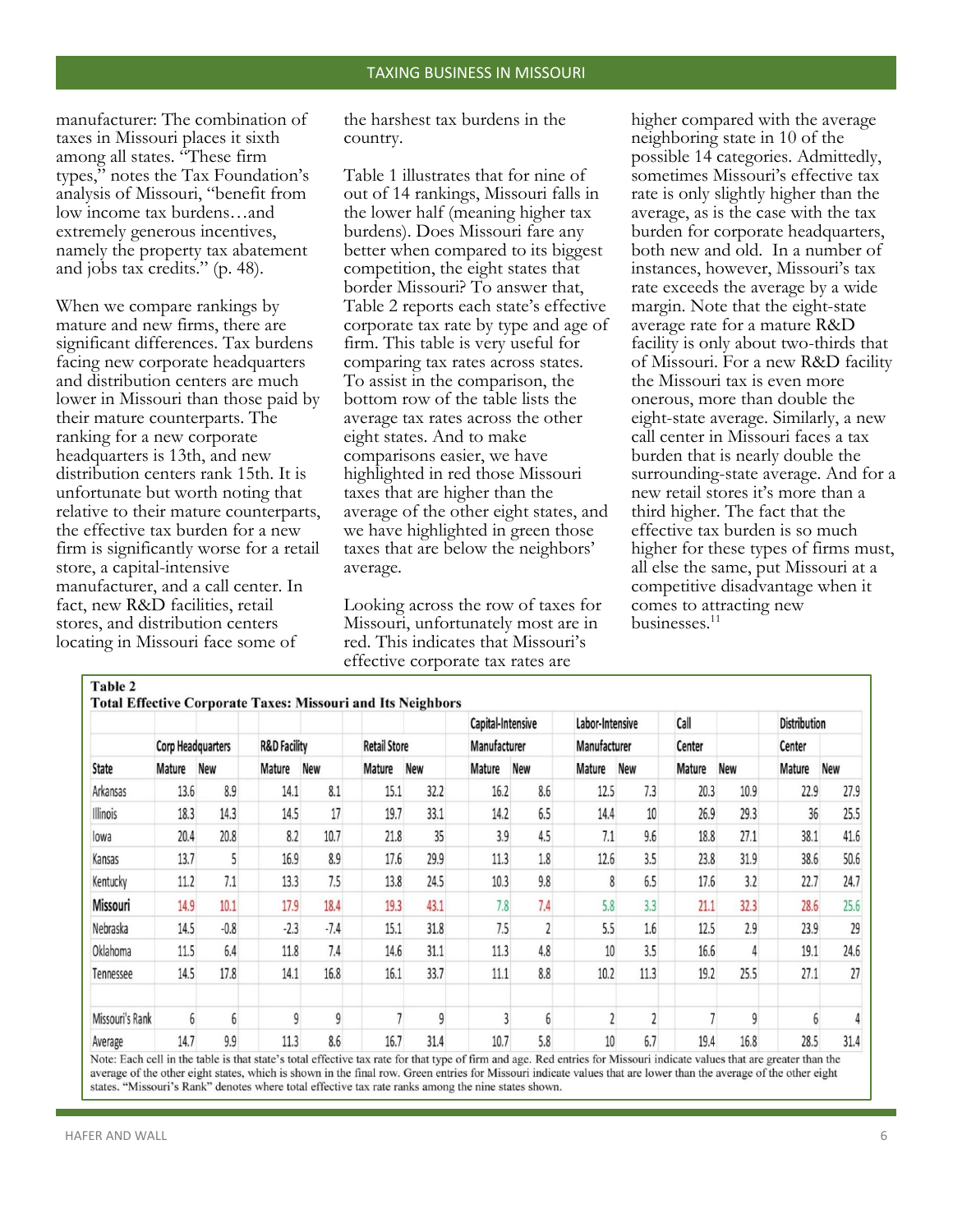manufacturer: The combination of taxes in Missouri places it sixth among all states. "These firm types," notes the Tax Foundation's analysis of Missouri, "benefit from low income tax burdens…and extremely generous incentives, namely the property tax abatement and jobs tax credits." (p. 48).

When we compare rankings by mature and new firms, there are significant differences. Tax burdens facing new corporate headquarters and distribution centers are much lower in Missouri than those paid by their mature counterparts. The ranking for a new corporate headquarters is 13th, and new distribution centers rank 15th. It is unfortunate but worth noting that relative to their mature counterparts, the effective tax burden for a new firm is significantly worse for a retail store, a capital-intensive manufacturer, and a call center. In fact, new R&D facilities, retail stores, and distribution centers locating in Missouri face some of the harshest tax burdens in the country.

Table 1 illustrates that for nine of out of 14 rankings, Missouri falls in the lower half (meaning higher tax burdens). Does Missouri fare any better when compared to its biggest competition, the eight states that border Missouri? To answer that, Table 2 reports each state's effective corporate tax rate by type and age of firm. This table is very useful for comparing tax rates across states. To assist in the comparison, the bottom row of the table lists the average tax rates across the other eight states. And to make comparisons easier, we have highlighted in red those Missouri taxes that are higher than the average of the other eight states, and we have highlighted in green those taxes that are below the neighbors' average.

Looking across the row of taxes for Missouri, unfortunately most are in red. This indicates that Missouri's effective corporate tax rates are higher compared with the average neighboring state in 10 of the possible 14 categories. Admittedly, sometimes Missouri's effective tax rate is only slightly higher than the average, as is the case with the tax burden for corporate headquarters, both new and old. In a number of instances, however, Missouri's tax rate exceeds the average by a wide margin. Note that the eight-state average rate for a mature R&D facility is only about two-thirds that of Missouri. For a new R&D facility the Missouri tax is even more onerous, more than double the eight-state average. Similarly, a new call center in Missouri faces a tax burden that is nearly double the surrounding-state average. And for a new retail stores it's more than a third higher. The fact that the effective tax burden is so much higher for these types of firms must, all else the same, put Missouri at a competitive disadvantage when it comes to attracting new businesses.[11]

**Table 2**
**Total Effective Corporate Taxes: Missouri and Its Neighbors**

| | Corp Headquarters | | R&D Facility | | Retail Store | | Capital-Intensive Manufacturer | | Labor-Intensive Manufacturer | | Call Center | | Distribution Center | |
|---|---|---|---|---|---|---|---|---|---|---|---|---|---|---|
| **State** | Mature | New | Mature | New | Mature | New | Mature | New | Mature | New | Mature | New | Mature | New |
| Arkansas | 13.6 | 8.9 | 14.1 | 8.1 | 15.1 | 32.2 | 16.2 | 8.6 | 12.5 | 7.3 | 20.3 | 10.9 | 22.9 | 27.9 |
| Illinois | 18.3 | 14.3 | 14.5 | 17 | 19.7 | 33.1 | 14.2 | 6.5 | 14.4 | 10 | 26.9 | 29.3 | 36 | 25.5 |
| Iowa | 20.4 | 20.8 | 8.2 | 10.7 | 21.8 | 35 | 3.9 | 4.5 | 7.1 | 9.6 | 18.8 | 27.1 | 38.1 | 41.6 |
| Kansas | 13.7 | 5 | 16.9 | 8.9 | 17.6 | 29.9 | 11.3 | 1.8 | 12.6 | 3.5 | 23.8 | 31.9 | 38.6 | 50.6 |
| Kentucky | 11.2 | 7.1 | 13.3 | 7.5 | 13.8 | 24.5 | 10.3 | 9.8 | 8 | 6.5 | 17.6 | 3.2 | 22.7 | 24.7 |
| **Missouri** | 14.9 | 10.1 | 17.9 | 18.4 | 19.3 | 43.1 | 7.8 | 7.4 | 5.8 | 3.3 | 21.1 | 32.3 | 28.6 | 25.6 |
| Nebraska | 14.5 | -0.8 | -2.3 | -7.4 | 15.1 | 31.8 | 7.5 | 2 | 5.5 | 1.6 | 12.5 | 2.9 | 23.9 | 29 |
| Oklahoma | 11.5 | 6.4 | 11.8 | 7.4 | 14.6 | 31.1 | 11.3 | 4.8 | 10 | 3.5 | 16.6 | 4 | 19.1 | 24.6 |
| Tennessee | 14.5 | 17.8 | 14.1 | 16.8 | 16.1 | 33.7 | 11.1 | 8.8 | 10.2 | 11.3 | 19.2 | 25.5 | 27.1 | 27 |
| Missouri's Rank | 6 | 6 | 9 | 9 | 7 | 9 | 3 | 6 | 2 | 2 | 7 | 9 | 6 | 4 |
| Average | 14.7 | 9.9 | 11.3 | 8.6 | 16.7 | 31.4 | 10.7 | 5.8 | 10 | 6.7 | 19.4 | 16.8 | 28.5 | 31.4 |

Note: Each cell in the table is that state's total effective tax rate for that type of firm and age. Red entries for Missouri indicate values that are greater than the average of the other eight states, which is shown in the final row. Green entries for Missouri indicate values that are lower than the average of the other eight states. "Missouri's Rank" denotes where total effective tax rate ranks among the nine states shown.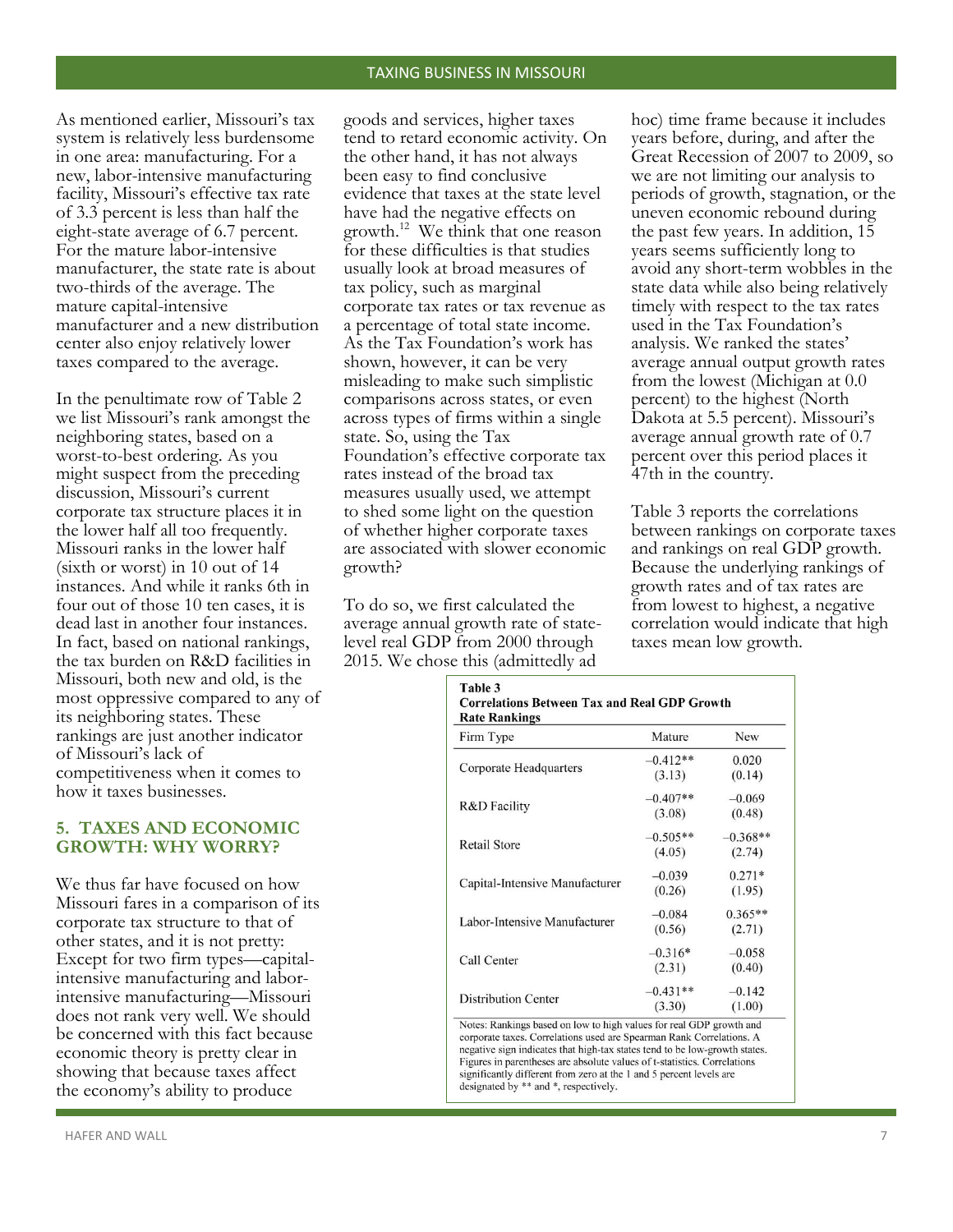As mentioned earlier, Missouri's tax system is relatively less burdensome in one area: manufacturing. For a new, labor-intensive manufacturing facility, Missouri's effective tax rate of 3.3 percent is less than half the eight-state average of 6.7 percent. For the mature labor-intensive manufacturer, the state rate is about two-thirds of the average. The mature capital-intensive manufacturer and a new distribution center also enjoy relatively lower taxes compared to the average.

In the penultimate row of Table 2 we list Missouri's rank amongst the neighboring states, based on a worst-to-best ordering. As you might suspect from the preceding discussion, Missouri's current corporate tax structure places it in the lower half all too frequently. Missouri ranks in the lower half (sixth or worst) in 10 out of 14 instances. And while it ranks 6th in four out of those 10 ten cases, it is dead last in another four instances. In fact, based on national rankings, the tax burden on R&D facilities in Missouri, both new and old, is the most oppressive compared to any of its neighboring states. These rankings are just another indicator of Missouri's lack of competitiveness when it comes to how it taxes businesses.

## 5. TAXES AND ECONOMIC GROWTH: WHY WORRY?

We thus far have focused on how Missouri fares in a comparison of its corporate tax structure to that of other states, and it is not pretty: Except for two firm types—capital-intensive manufacturing and labor-intensive manufacturing—Missouri does not rank very well. We should be concerned with this fact because economic theory is pretty clear in showing that because taxes affect the economy's ability to produce goods and services, higher taxes tend to retard economic activity. On the other hand, it has not always been easy to find conclusive evidence that taxes at the state level have had the negative effects on growth.[12] We think that one reason for these difficulties is that studies usually look at broad measures of tax policy, such as marginal corporate tax rates or tax revenue as a percentage of total state income. As the Tax Foundation's work has shown, however, it can be very misleading to make such simplistic comparisons across states, or even across types of firms within a single state. So, using the Tax Foundation's effective corporate tax rates instead of the broad tax measures usually used, we attempt to shed some light on the question of whether higher corporate taxes are associated with slower economic growth?

To do so, we first calculated the average annual growth rate of state-level real GDP from 2000 through 2015. We chose this (admittedly ad hoc) time frame because it includes years before, during, and after the Great Recession of 2007 to 2009, so we are not limiting our analysis to periods of growth, stagnation, or the uneven economic rebound during the past few years. In addition, 15 years seems sufficiently long to avoid any short-term wobbles in the state data while also being relatively timely with respect to the tax rates used in the Tax Foundation's analysis. We ranked the states' average annual output growth rates from the lowest (Michigan at 0.0 percent) to the highest (North Dakota at 5.5 percent). Missouri's average annual growth rate of 0.7 percent over this period places it 47th in the country.

Table 3 reports the correlations between rankings on corporate taxes and rankings on real GDP growth. Because the underlying rankings of growth rates and of tax rates are from lowest to highest, a negative correlation would indicate that high taxes mean low growth.

**Table 3**
**Correlations Between Tax and Real GDP Growth Rate Rankings**

| Firm Type | Mature | New |
|---|---|---|
| Corporate Headquarters | −0.412** (3.13) | 0.020 (0.14) |
| R&D Facility | −0.407** (3.08) | −0.069 (0.48) |
| Retail Store | −0.505** (4.05) | −0.368** (2.74) |
| Capital-Intensive Manufacturer | −0.039 (0.26) | 0.271* (1.95) |
| Labor-Intensive Manufacturer | −0.084 (0.56) | 0.365** (2.71) |
| Call Center | −0.316* (2.31) | −0.058 (0.40) |
| Distribution Center | −0.431** (3.30) | −0.142 (1.00) |

Notes: Rankings based on low to high values for real GDP growth and corporate taxes. Correlations used are Spearman Rank Correlations. A negative sign indicates that high-tax states tend to be low-growth states. Figures in parentheses are absolute values of t-statistics. Correlations significantly different from zero at the 1 and 5 percent levels are designated by ** and *, respectively.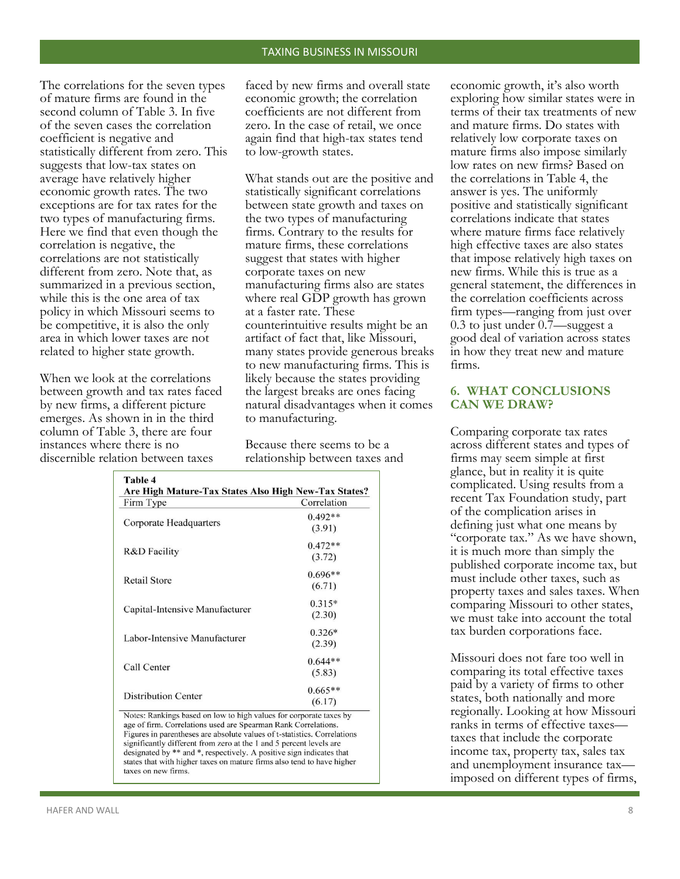The correlations for the seven types of mature firms are found in the second column of Table 3. In five of the seven cases the correlation coefficient is negative and statistically different from zero. This suggests that low-tax states on average have relatively higher economic growth rates. The two exceptions are for tax rates for the two types of manufacturing firms. Here we find that even though the correlation is negative, the correlations are not statistically different from zero. Note that, as summarized in a previous section, while this is the one area of tax policy in which Missouri seems to be competitive, it is also the only area in which lower taxes are not related to higher state growth.

When we look at the correlations between growth and tax rates faced by new firms, a different picture emerges. As shown in in the third column of Table 3, there are four instances where there is no discernible relation between taxes faced by new firms and overall state economic growth; the correlation coefficients are not different from zero. In the case of retail, we once again find that high-tax states tend to low-growth states.

What stands out are the positive and statistically significant correlations between state growth and taxes on the two types of manufacturing firms. Contrary to the results for mature firms, these correlations suggest that states with higher corporate taxes on new manufacturing firms also are states where real GDP growth has grown at a faster rate. These counterintuitive results might be an artifact of fact that, like Missouri, many states provide generous breaks to new manufacturing firms. This is likely because the states providing the largest breaks are ones facing natural disadvantages when it comes to manufacturing.

Because there seems to be a relationship between taxes and economic growth, it's also worth exploring how similar states were in terms of their tax treatments of new and mature firms. Do states with relatively low corporate taxes on mature firms also impose similarly low rates on new firms? Based on the correlations in Table 4, the answer is yes. The uniformly positive and statistically significant correlations indicate that states where mature firms face relatively high effective taxes are also states that impose relatively high taxes on new firms. While this is true as a general statement, the differences in the correlation coefficients across firm types—ranging from just over 0.3 to just under 0.7—suggest a good deal of variation across states in how they treat new and mature firms.

**Table 4**
**Are High Mature-Tax States Also High New-Tax States?**

| Firm Type | Correlation |
|---|---|
| Corporate Headquarters | 0.492** (3.91) |
| R&D Facility | 0.472** (3.72) |
| Retail Store | 0.696** (6.71) |
| Capital-Intensive Manufacturer | 0.315* (2.30) |
| Labor-Intensive Manufacturer | 0.326* (2.39) |
| Call Center | 0.644** (5.83) |
| Distribution Center | 0.665** (6.17) |

Notes: Rankings based on low to high values for corporate taxes by age of firm. Correlations used are Spearman Rank Correlations. Figures in parentheses are absolute values of t-statistics. Correlations significantly different from zero at the 1 and 5 percent levels are designated by ** and *, respectively. A positive sign indicates that states that with higher taxes on mature firms also tend to have higher taxes on new firms.

## 6. WHAT CONCLUSIONS CAN WE DRAW?

Comparing corporate tax rates across different states and types of firms may seem simple at first glance, but in reality it is quite complicated. Using results from a recent Tax Foundation study, part of the complication arises in defining just what one means by "corporate tax." As we have shown, it is much more than simply the published corporate income tax, but must include other taxes, such as property taxes and sales taxes. When comparing Missouri to other states, we must take into account the total tax burden corporations face.

Missouri does not fare too well in comparing its total effective taxes paid by a variety of firms to other states, both nationally and more regionally. Looking at how Missouri ranks in terms of effective taxes—taxes that include the corporate income tax, property tax, sales tax and unemployment insurance tax—imposed on different types of firms,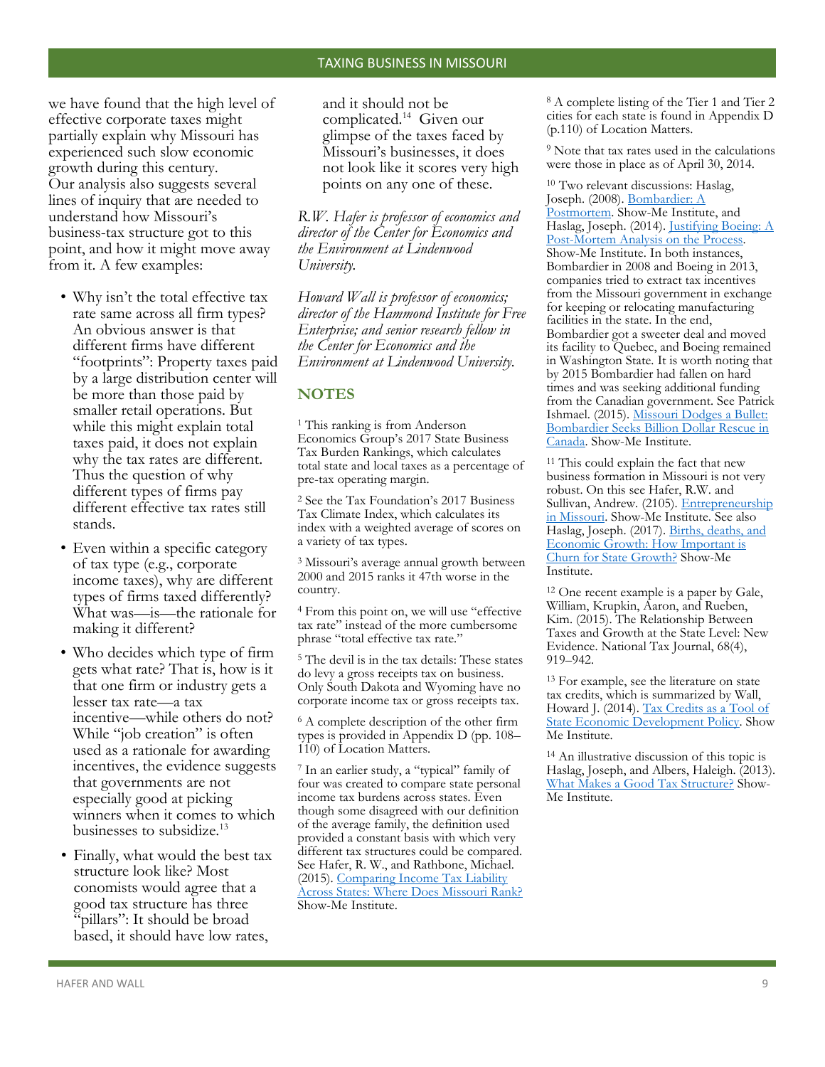we have found that the high level of effective corporate taxes might partially explain why Missouri has experienced such slow economic growth during this century. Our analysis also suggests several lines of inquiry that are needed to understand how Missouri's business-tax structure got to this point, and how it might move away from it. A few examples:

- Why isn't the total effective tax rate same across all firm types? An obvious answer is that different firms have different "footprints": Property taxes paid by a large distribution center will be more than those paid by smaller retail operations. But while this might explain total taxes paid, it does not explain why the tax rates are different. Thus the question of why different types of firms pay different effective tax rates still stands.
- Even within a specific category of tax type (e.g., corporate income taxes), why are different types of firms taxed differently? What was—is—the rationale for making it different?
- Who decides which type of firm gets what rate? That is, how is it that one firm or industry gets a lesser tax rate—a tax incentive—while others do not? While "job creation" is often used as a rationale for awarding incentives, the evidence suggests that governments are not especially good at picking winners when it comes to which businesses to subsidize.[13]
- Finally, what would the best tax structure look like? Most conomists would agree that a good tax structure has three "pillars": It should be broad based, it should have low rates, and it should not be complicated.[14] Given our glimpse of the taxes faced by Missouri's businesses, it does not look like it scores very high points on any one of these.

*R.W. Hafer is professor of economics and director of the Center for Economics and the Environment at Lindenwood University.*

*Howard Wall is professor of economics; director of the Hammond Institute for Free Enterprise; and senior research fellow in the Center for Economics and the Environment at Lindenwood University.*

## NOTES

[1] This ranking is from Anderson Economics Group's 2017 State Business Tax Burden Rankings, which calculates total state and local taxes as a percentage of pre-tax operating margin.

[2] See the Tax Foundation's 2017 Business Tax Climate Index, which calculates its index with a weighted average of scores on a variety of tax types.

[3] Missouri's average annual growth between 2000 and 2015 ranks it 47th worse in the country.

[4] From this point on, we will use "effective tax rate" instead of the more cumbersome phrase "total effective tax rate."

[5] The devil is in the tax details: These states do levy a gross receipts tax on business. Only South Dakota and Wyoming have no corporate income tax or gross receipts tax.

[6] A complete description of the other firm types is provided in Appendix D (pp. 108–110) of Location Matters.

[7] In an earlier study, a "typical" family of four was created to compare state personal income tax burdens across states. Even though some disagreed with our definition of the average family, the definition used provided a constant basis with which very different tax structures could be compared. See Hafer, R. W., and Rathbone, Michael. (2015). Comparing Income Tax Liability Across States: Where Does Missouri Rank? Show-Me Institute.

[8] A complete listing of the Tier 1 and Tier 2 cities for each state is found in Appendix D (p.110) of Location Matters.

[9] Note that tax rates used in the calculations were those in place as of April 30, 2014.

[10] Two relevant discussions: Haslag, Joseph. (2008). Bombardier: A Postmortem. Show-Me Institute, and Haslag, Joseph. (2014). Justifying Boeing: A Post-Mortem Analysis on the Process. Show-Me Institute. In both instances, Bombardier in 2008 and Boeing in 2013, companies tried to extract tax incentives from the Missouri government in exchange for keeping or relocating manufacturing facilities in the state. In the end, Bombardier got a sweeter deal and moved its facility to Quebec, and Boeing remained in Washington State. It is worth noting that by 2015 Bombardier had fallen on hard times and was seeking additional funding from the Canadian government. See Patrick Ishmael. (2015). Missouri Dodges a Bullet: Bombardier Seeks Billion Dollar Rescue in Canada. Show-Me Institute.

[11] This could explain the fact that new business formation in Missouri is not very robust. On this see Hafer, R.W. and Sullivan, Andrew. (2105). Entrepreneurship in Missouri. Show-Me Institute. See also Haslag, Joseph. (2017). Births, deaths, and Economic Growth: How Important is Churn for State Growth? Show-Me Institute.

[12] One recent example is a paper by Gale, William, Krupkin, Aaron, and Rueben, Kim. (2015). The Relationship Between Taxes and Growth at the State Level: New Evidence. National Tax Journal, 68(4), 919–942.

[13] For example, see the literature on state tax credits, which is summarized by Wall, Howard J. (2014). Tax Credits as a Tool of State Economic Development Policy. Show Me Institute.

[14] An illustrative discussion of this topic is Haslag, Joseph, and Albers, Haleigh. (2013). What Makes a Good Tax Structure? Show-Me Institute.